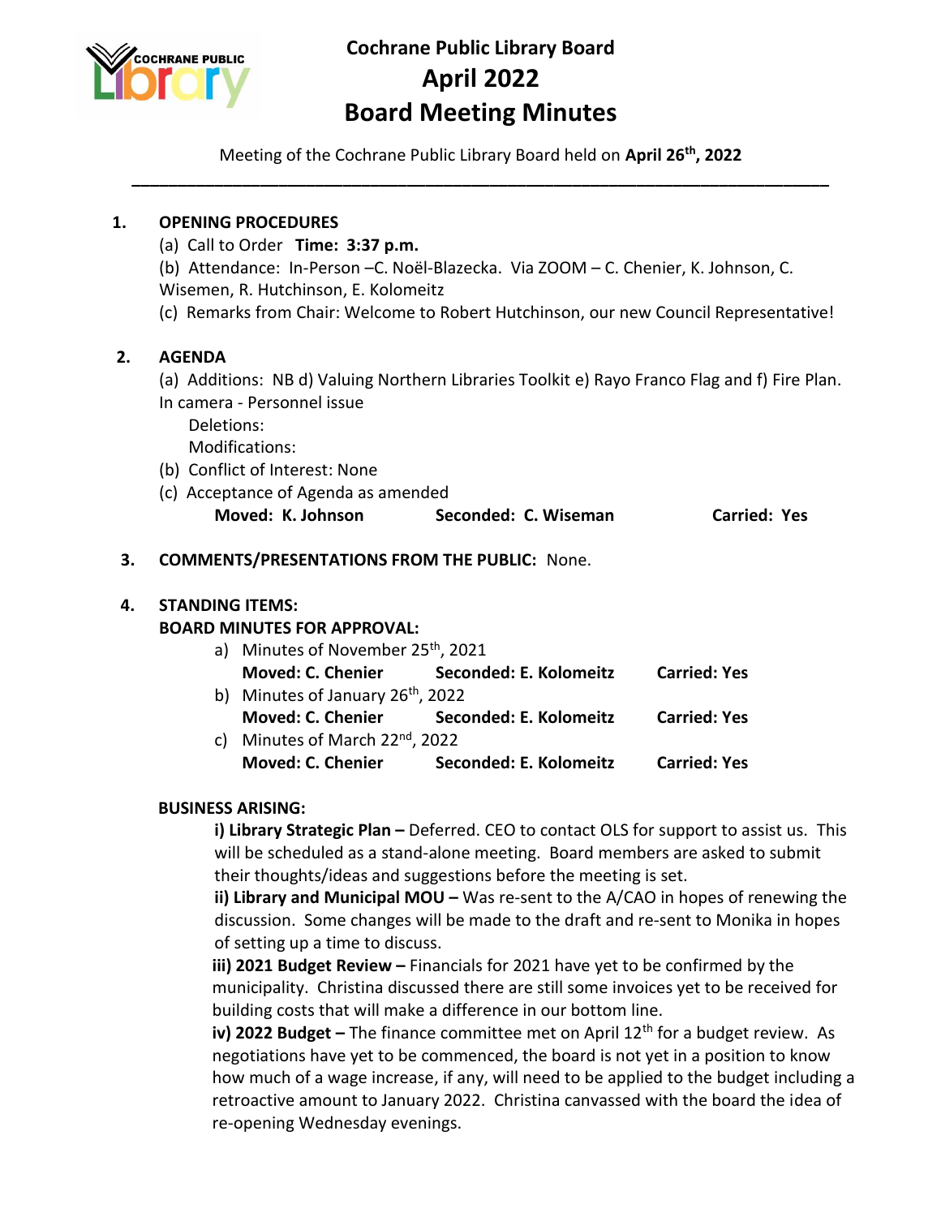# Cochrane Public Library Board
# April 2022
# Board Meeting Minutes

Meeting of the Cochrane Public Library Board held on **April 26th, 2022**

---

**1. OPENING PROCEDURES**

(a) Call to Order **Time: 3:37 p.m.**

(b) Attendance: In-Person –C. Noël-Blazecka. Via ZOOM – C. Chenier, K. Johnson, C. Wisemen, R. Hutchinson, E. Kolomeitz

(c) Remarks from Chair: Welcome to Robert Hutchinson, our new Council Representative!

**2. AGENDA**

(a) Additions: NB d) Valuing Northern Libraries Toolkit e) Rayo Franco Flag and f) Fire Plan. In camera - Personnel issue

Deletions:

Modifications:

(b) Conflict of Interest: None

(c) Acceptance of Agenda as amended

**Moved: K. Johnson** **Seconded: C. Wiseman** **Carried: Yes**

**3. COMMENTS/PRESENTATIONS FROM THE PUBLIC:** None.

**4. STANDING ITEMS:**

**BOARD MINUTES FOR APPROVAL:**

a) Minutes of November 25th, 2021
**Moved: C. Chenier** **Seconded: E. Kolomeitz** **Carried: Yes**

b) Minutes of January 26th, 2022
**Moved: C. Chenier** **Seconded: E. Kolomeitz** **Carried: Yes**

c) Minutes of March 22nd, 2022
**Moved: C. Chenier** **Seconded: E. Kolomeitz** **Carried: Yes**

**BUSINESS ARISING:**

**i) Library Strategic Plan –** Deferred. CEO to contact OLS for support to assist us. This will be scheduled as a stand-alone meeting. Board members are asked to submit their thoughts/ideas and suggestions before the meeting is set.

**ii) Library and Municipal MOU –** Was re-sent to the A/CAO in hopes of renewing the discussion. Some changes will be made to the draft and re-sent to Monika in hopes of setting up a time to discuss.

**iii) 2021 Budget Review –** Financials for 2021 have yet to be confirmed by the municipality. Christina discussed there are still some invoices yet to be received for building costs that will make a difference in our bottom line.

**iv) 2022 Budget –** The finance committee met on April 12th for a budget review. As negotiations have yet to be commenced, the board is not yet in a position to know how much of a wage increase, if any, will need to be applied to the budget including a retroactive amount to January 2022. Christina canvassed with the board the idea of re-opening Wednesday evenings.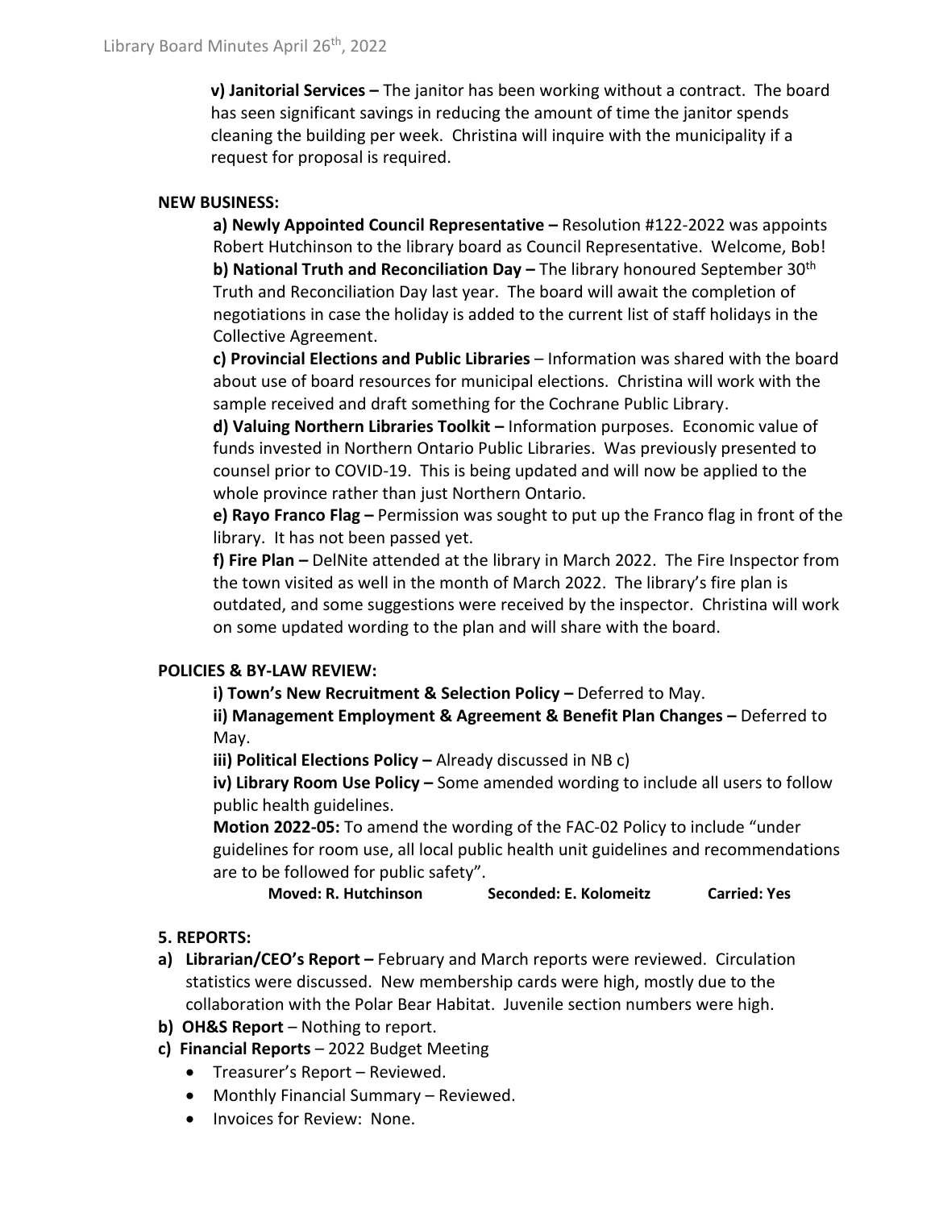**v) Janitorial Services –** The janitor has been working without a contract. The board has seen significant savings in reducing the amount of time the janitor spends cleaning the building per week. Christina will inquire with the municipality if a request for proposal is required.

**NEW BUSINESS:**

**a) Newly Appointed Council Representative –** Resolution #122-2022 was appoints Robert Hutchinson to the library board as Council Representative. Welcome, Bob!
**b) National Truth and Reconciliation Day –** The library honoured September 30th Truth and Reconciliation Day last year. The board will await the completion of negotiations in case the holiday is added to the current list of staff holidays in the Collective Agreement.
**c) Provincial Elections and Public Libraries** – Information was shared with the board about use of board resources for municipal elections. Christina will work with the sample received and draft something for the Cochrane Public Library.
**d) Valuing Northern Libraries Toolkit –** Information purposes. Economic value of funds invested in Northern Ontario Public Libraries. Was previously presented to counsel prior to COVID-19. This is being updated and will now be applied to the whole province rather than just Northern Ontario.
**e) Rayo Franco Flag –** Permission was sought to put up the Franco flag in front of the library. It has not been passed yet.
**f) Fire Plan –** DelNite attended at the library in March 2022. The Fire Inspector from the town visited as well in the month of March 2022. The library's fire plan is outdated, and some suggestions were received by the inspector. Christina will work on some updated wording to the plan and will share with the board.

**POLICIES & BY-LAW REVIEW:**

**i) Town's New Recruitment & Selection Policy –** Deferred to May.
**ii) Management Employment & Agreement & Benefit Plan Changes –** Deferred to May.
**iii) Political Elections Policy –** Already discussed in NB c)
**iv) Library Room Use Policy –** Some amended wording to include all users to follow public health guidelines.
**Motion 2022-05:** To amend the wording of the FAC-02 Policy to include "under guidelines for room use, all local public health unit guidelines and recommendations are to be followed for public safety".

**Moved: R. Hutchinson    Seconded: E. Kolomeitz    Carried: Yes**

**5. REPORTS:**

- **a) Librarian/CEO's Report –** February and March reports were reviewed. Circulation statistics were discussed. New membership cards were high, mostly due to the collaboration with the Polar Bear Habitat. Juvenile section numbers were high.
- **b) OH&S Report** – Nothing to report.
- **c) Financial Reports** – 2022 Budget Meeting
  - Treasurer's Report – Reviewed.
  - Monthly Financial Summary – Reviewed.
  - Invoices for Review: None.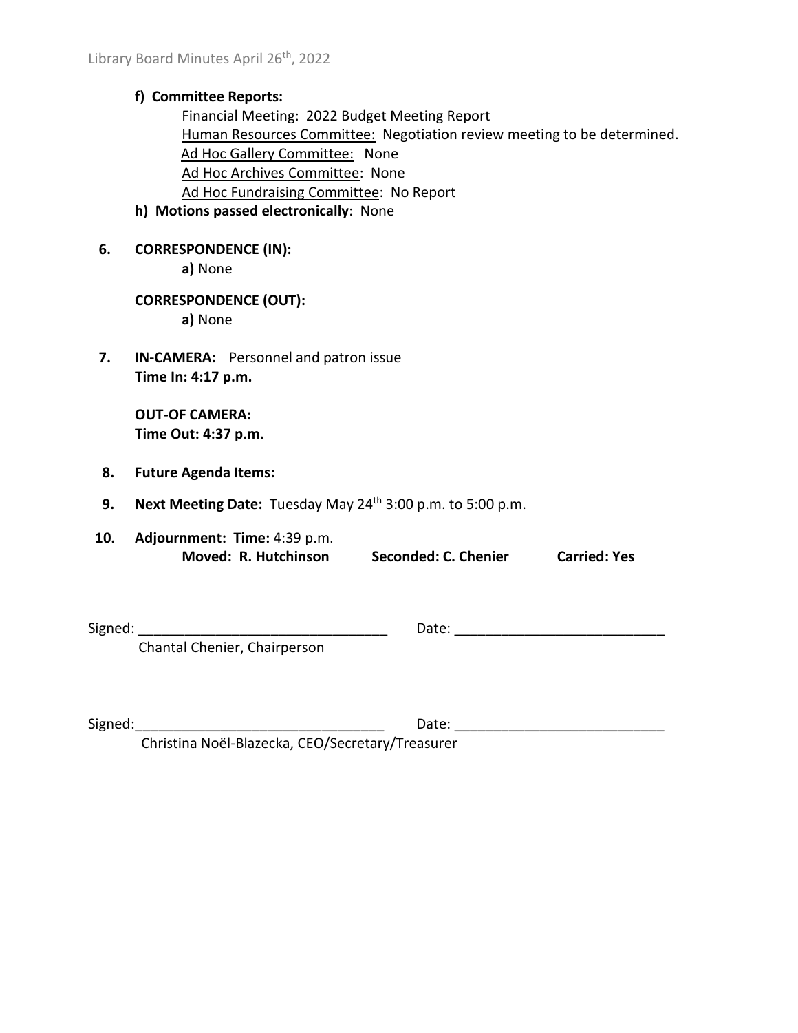**f) Committee Reports:**

Financial Meeting: 2022 Budget Meeting Report
Human Resources Committee: Negotiation review meeting to be determined.
Ad Hoc Gallery Committee: None
Ad Hoc Archives Committee: None
Ad Hoc Fundraising Committee: No Report

**h) Motions passed electronically**: None

**6. CORRESPONDENCE (IN):**

**a)** None

**CORRESPONDENCE (OUT):**

**a)** None

**7. IN-CAMERA:** Personnel and patron issue
**Time In: 4:17 p.m.**

**OUT-OF CAMERA:**
**Time Out: 4:37 p.m.**

**8. Future Agenda Items:**

**9. Next Meeting Date:** Tuesday May 24th 3:00 p.m. to 5:00 p.m.

**10. Adjournment: Time:** 4:39 p.m.
**Moved: R. Hutchinson Seconded: C. Chenier Carried: Yes**

Signed: ______________________________ Date: __________________________
Chantal Chenier, Chairperson

Signed: ______________________________ Date: __________________________
Christina Noël-Blazecka, CEO/Secretary/Treasurer